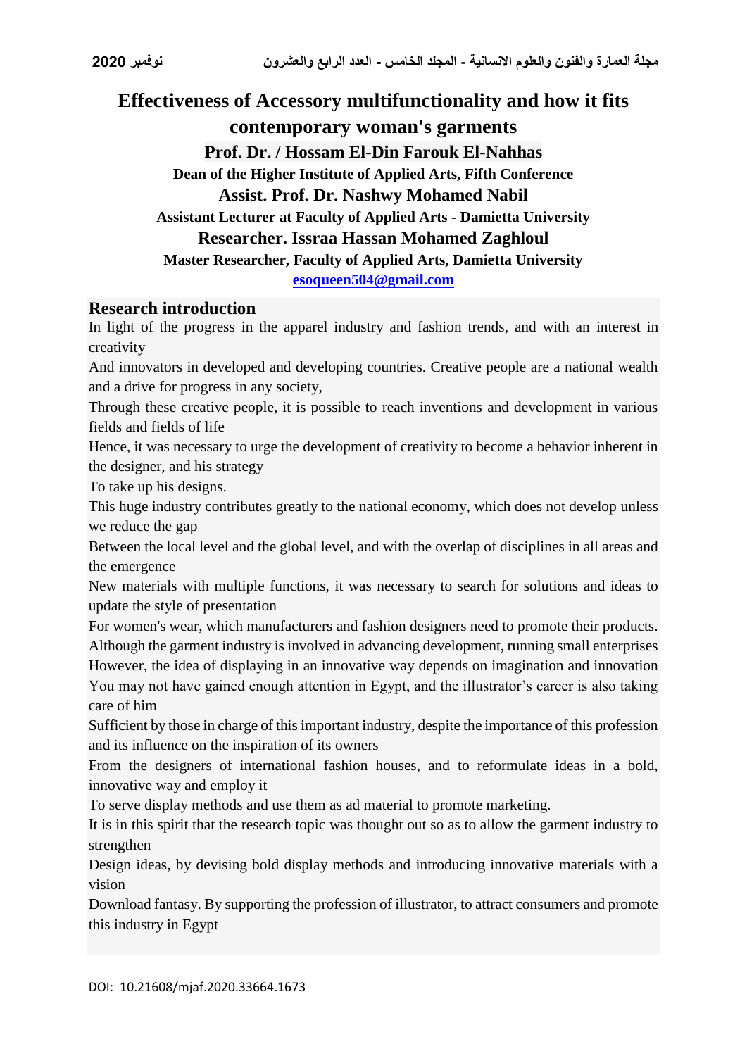# Effectiveness of Accessory multifunctionality and how it fits contemporary woman's garments

**Prof. Dr. / Hossam El-Din Farouk El-Nahhas**

**Dean of the Higher Institute of Applied Arts, Fifth Conference**

**Assist. Prof. Dr. Nashwy Mohamed Nabil**

**Assistant Lecturer at Faculty of Applied Arts - Damietta University**

**Researcher. Issraa Hassan Mohamed Zaghloul**

**Master Researcher, Faculty of Applied Arts, Damietta University**

**esoqueen504@gmail.com**

## Research introduction

In light of the progress in the apparel industry and fashion trends, and with an interest in creativity

And innovators in developed and developing countries. Creative people are a national wealth and a drive for progress in any society,

Through these creative people, it is possible to reach inventions and development in various fields and fields of life

Hence, it was necessary to urge the development of creativity to become a behavior inherent in the designer, and his strategy

To take up his designs.

This huge industry contributes greatly to the national economy, which does not develop unless we reduce the gap

Between the local level and the global level, and with the overlap of disciplines in all areas and the emergence

New materials with multiple functions, it was necessary to search for solutions and ideas to update the style of presentation

For women's wear, which manufacturers and fashion designers need to promote their products.

Although the garment industry is involved in advancing development, running small enterprises

However, the idea of displaying in an innovative way depends on imagination and innovation

You may not have gained enough attention in Egypt, and the illustrator's career is also taking care of him

Sufficient by those in charge of this important industry, despite the importance of this profession and its influence on the inspiration of its owners

From the designers of international fashion houses, and to reformulate ideas in a bold, innovative way and employ it

To serve display methods and use them as ad material to promote marketing.

It is in this spirit that the research topic was thought out so as to allow the garment industry to strengthen

Design ideas, by devising bold display methods and introducing innovative materials with a vision

Download fantasy. By supporting the profession of illustrator, to attract consumers and promote this industry in Egypt

DOI: 10.21608/mjaf.2020.33664.1673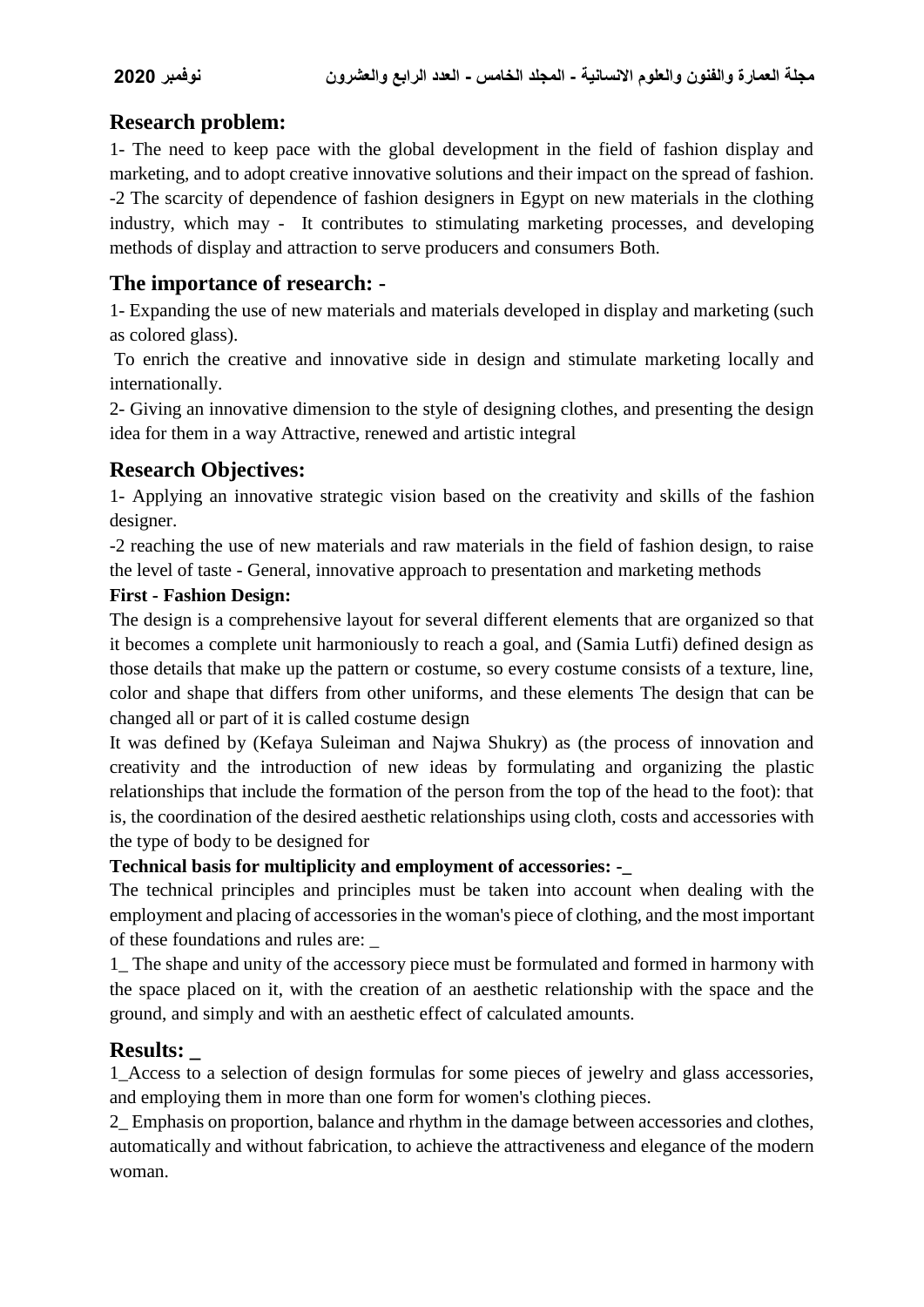## Research problem:

1- The need to keep pace with the global development in the field of fashion display and marketing, and to adopt creative innovative solutions and their impact on the spread of fashion.

-2 The scarcity of dependence of fashion designers in Egypt on new materials in the clothing industry, which may - It contributes to stimulating marketing processes, and developing methods of display and attraction to serve producers and consumers Both.

## The importance of research: -

1- Expanding the use of new materials and materials developed in display and marketing (such as colored glass).

To enrich the creative and innovative side in design and stimulate marketing locally and internationally.

2- Giving an innovative dimension to the style of designing clothes, and presenting the design idea for them in a way Attractive, renewed and artistic integral

## Research Objectives:

1- Applying an innovative strategic vision based on the creativity and skills of the fashion designer.

-2 reaching the use of new materials and raw materials in the field of fashion design, to raise the level of taste - General, innovative approach to presentation and marketing methods

**First - Fashion Design:**

The design is a comprehensive layout for several different elements that are organized so that it becomes a complete unit harmoniously to reach a goal, and (Samia Lutfi) defined design as those details that make up the pattern or costume, so every costume consists of a texture, line, color and shape that differs from other uniforms, and these elements The design that can be changed all or part of it is called costume design

It was defined by (Kefaya Suleiman and Najwa Shukry) as (the process of innovation and creativity and the introduction of new ideas by formulating and organizing the plastic relationships that include the formation of the person from the top of the head to the foot): that is, the coordination of the desired aesthetic relationships using cloth, costs and accessories with the type of body to be designed for

**Technical basis for multiplicity and employment of accessories: -_**

The technical principles and principles must be taken into account when dealing with the employment and placing of accessories in the woman's piece of clothing, and the most important of these foundations and rules are: _

1_ The shape and unity of the accessory piece must be formulated and formed in harmony with the space placed on it, with the creation of an aesthetic relationship with the space and the ground, and simply and with an aesthetic effect of calculated amounts.

## Results: _

1_Access to a selection of design formulas for some pieces of jewelry and glass accessories, and employing them in more than one form for women's clothing pieces.

2_ Emphasis on proportion, balance and rhythm in the damage between accessories and clothes, automatically and without fabrication, to achieve the attractiveness and elegance of the modern woman.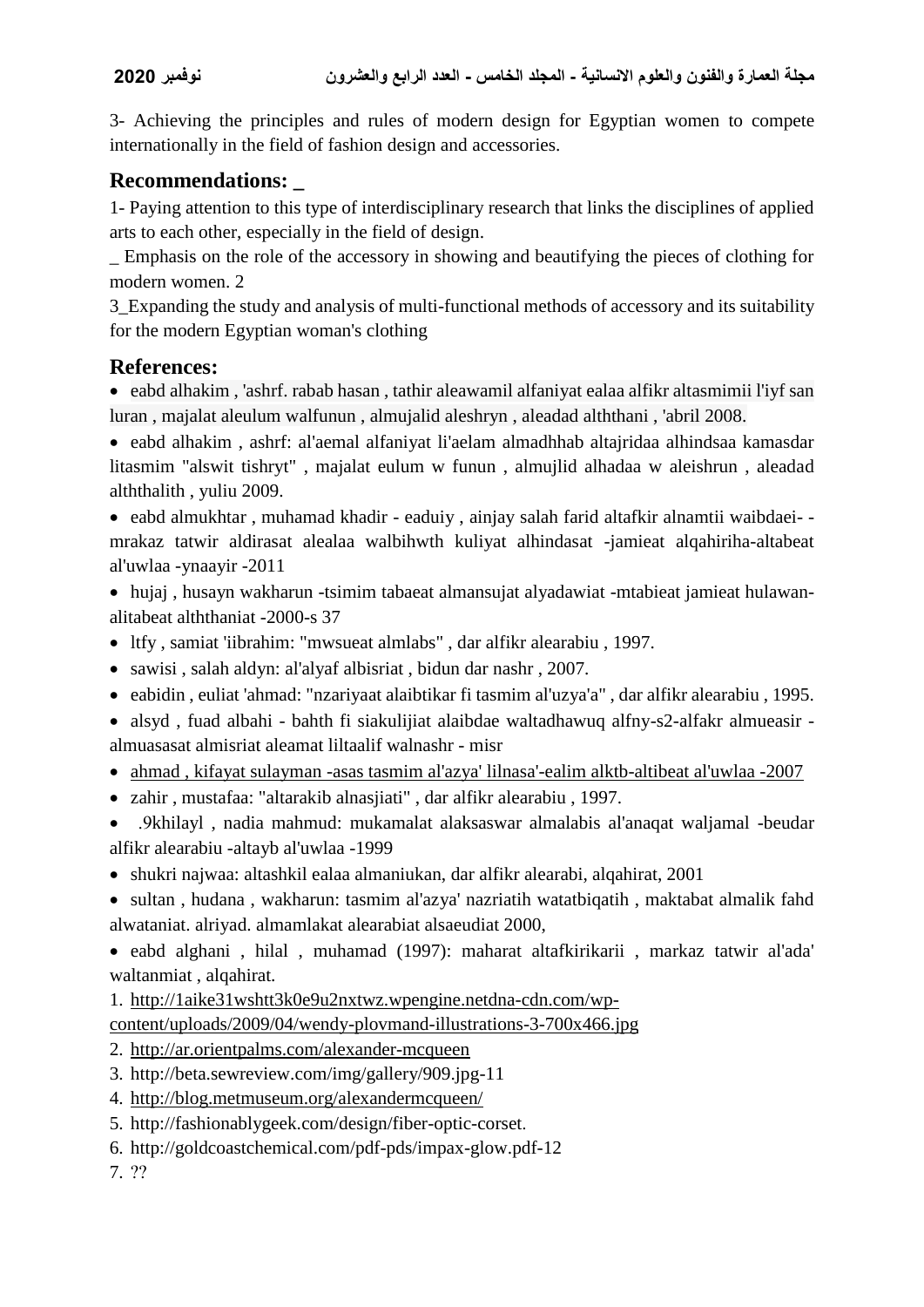3- Achieving the principles and rules of modern design for Egyptian women to compete internationally in the field of fashion design and accessories.

## Recommendations: _

1- Paying attention to this type of interdisciplinary research that links the disciplines of applied arts to each other, especially in the field of design.

_ Emphasis on the role of the accessory in showing and beautifying the pieces of clothing for modern women. 2

3_Expanding the study and analysis of multi-functional methods of accessory and its suitability for the modern Egyptian woman's clothing

## References:

- eabd alhakim , 'ashrf. rabab hasan , tathir aleawamil alfaniyat ealaa alfikr altasmimii l'iyf san luran , majalat aleulum walfunun , almujalid aleshryn , aleadad alththani , 'abril 2008.
- eabd alhakim , ashrf: al'aemal alfaniyat li'aelam almadhhab altajridaa alhindsaa kamasdar litasmim "alswit tishryt" , majalat eulum w funun , almujlid alhadaa w aleishrun , aleadad alththalith , yuliu 2009.
- eabd almukhtar , muhamad khadir - eaduiy , ainjay salah farid altafkir alnamtii waibdaei- -mrakaz tatwir aldirasat alealaa walbihwth kuliyat alhindasat -jamieat alqahiriha-altabeat al'uwlaa -ynaayir -2011
- hujaj , husayn wakharun -tsimim tabaeat almansujat alyadawiat -mtabieat jamieat hulawan-alitabeat alththaniat -2000-s 37
- ltfy , samiat 'iibrahim: "mwsueat almlabs" , dar alfikr alearabiu , 1997.
- sawisi , salah aldyn: al'alyaf albisriat , bidun dar nashr , 2007.
- eabidin , euliat 'ahmad: "nzariyaat alaibtikar fi tasmim al'uzya'a" , dar alfikr alearabiu , 1995.
- alsyd , fuad albahi - bahth fi siakulijiat alaibdae waltadhawuq alfny-s2-alfakr almueasir -almuasasat almisriat aleamat liltaalif walnashr - misr
- ahmad , kifayat sulayman -asas tasmim al'azya' lilnasa'-ealim alktb-altibeat al'uwlaa -2007
- zahir , mustafaa: "altarakib alnasjiati" , dar alfikr alearabiu , 1997.
- .9khilayl , nadia mahmud: mukamalat alaksaswar almalabis al'anaqat waljamal -beudar alfikr alearabiu -altayb al'uwlaa -1999
- shukri najwaa: altashkil ealaa almaniukan, dar alfikr alearabi, alqahirat, 2001
- sultan , hudana , wakharun: tasmim al'azya' nazriatih watatbiqatih , maktabat almalik fahd alwataniat. alriyad. almamlakat alearabiat alsaeudiat 2000,
- eabd alghani , hilal , muhamad (1997): maharat altafkirikarii , markaz tatwir al'ada' waltanmiat , alqahirat.

1. http://1aike31wshtt3k0e9u2nxtwz.wpengine.netdna-cdn.com/wp-content/uploads/2009/04/wendy-plovmand-illustrations-3-700x466.jpg
2. http://ar.orientpalms.com/alexander-mcqueen
3. http://beta.sewreview.com/img/gallery/909.jpg-11
4. http://blog.metmuseum.org/alexandermcqueen/
5. http://fashionablygeek.com/design/fiber-optic-corset.
6. http://goldcoastchemical.com/pdf-pds/impax-glow.pdf-12
7. ??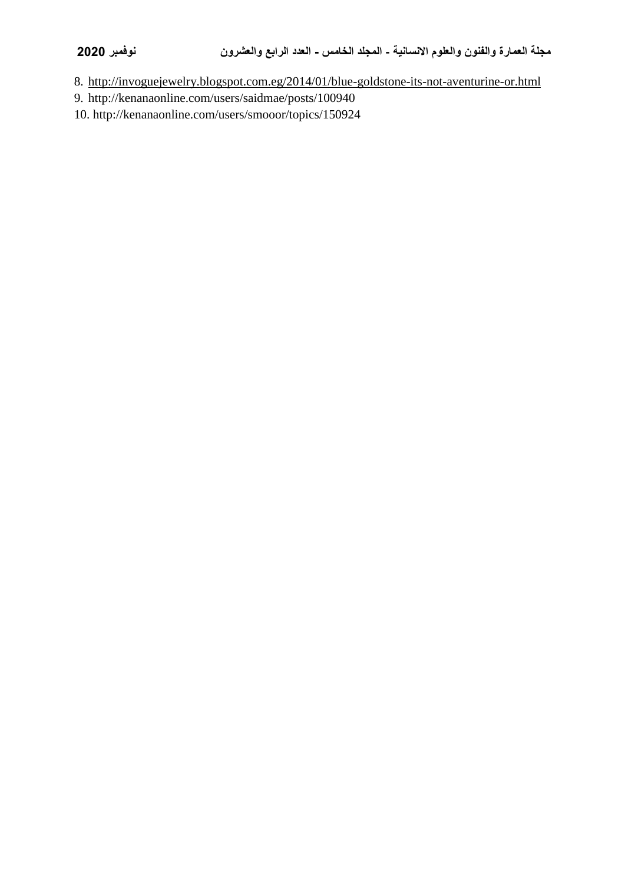8. http://invoguejewelry.blogspot.com.eg/2014/01/blue-goldstone-its-not-aventurine-or.html
9. http://kenanaonline.com/users/saidmae/posts/100940
10. http://kenanaonline.com/users/smooor/topics/150924